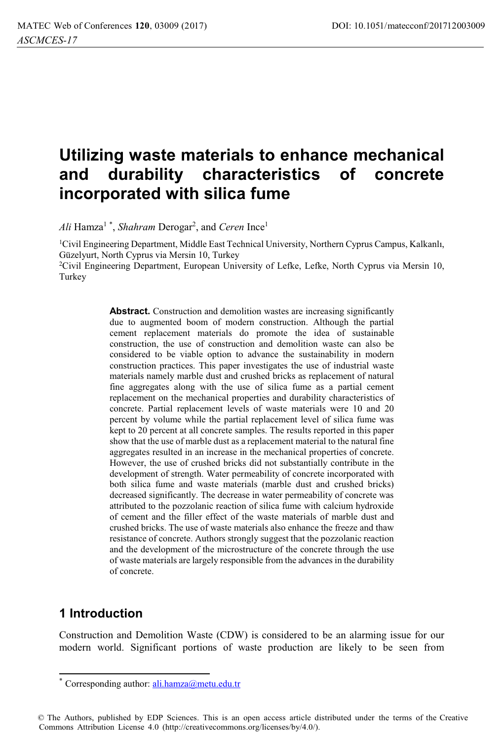# Utilizing waste materials to enhance mechanical and durability characteristics of concrete incorporated with silica fume

*Ali* Hamza[1] [*], *Shahram* Derogar[2], and *Ceren* Ince[1]

[1]Civil Engineering Department, Middle East Technical University, Northern Cyprus Campus, Kalkanlı, Güzelyurt, North Cyprus via Mersin 10, Turkey

[2]Civil Engineering Department, European University of Lefke, Lefke, North Cyprus via Mersin 10, Turkey

**Abstract.** Construction and demolition wastes are increasing significantly due to augmented boom of modern construction. Although the partial cement replacement materials do promote the idea of sustainable construction, the use of construction and demolition waste can also be considered to be viable option to advance the sustainability in modern construction practices. This paper investigates the use of industrial waste materials namely marble dust and crushed bricks as replacement of natural fine aggregates along with the use of silica fume as a partial cement replacement on the mechanical properties and durability characteristics of concrete. Partial replacement levels of waste materials were 10 and 20 percent by volume while the partial replacement level of silica fume was kept to 20 percent at all concrete samples. The results reported in this paper show that the use of marble dust as a replacement material to the natural fine aggregates resulted in an increase in the mechanical properties of concrete. However, the use of crushed bricks did not substantially contribute in the development of strength. Water permeability of concrete incorporated with both silica fume and waste materials (marble dust and crushed bricks) decreased significantly. The decrease in water permeability of concrete was attributed to the pozzolanic reaction of silica fume with calcium hydroxide of cement and the filler effect of the waste materials of marble dust and crushed bricks. The use of waste materials also enhance the freeze and thaw resistance of concrete. Authors strongly suggest that the pozzolanic reaction and the development of the microstructure of the concrete through the use of waste materials are largely responsible from the advances in the durability of concrete.

## 1 Introduction

Construction and Demolition Waste (CDW) is considered to be an alarming issue for our modern world. Significant portions of waste production are likely to be seen from

[*] Corresponding author: ali.hamza@metu.edu.tr

© The Authors, published by EDP Sciences. This is an open access article distributed under the terms of the Creative Commons Attribution License 4.0 (http://creativecommons.org/licenses/by/4.0/).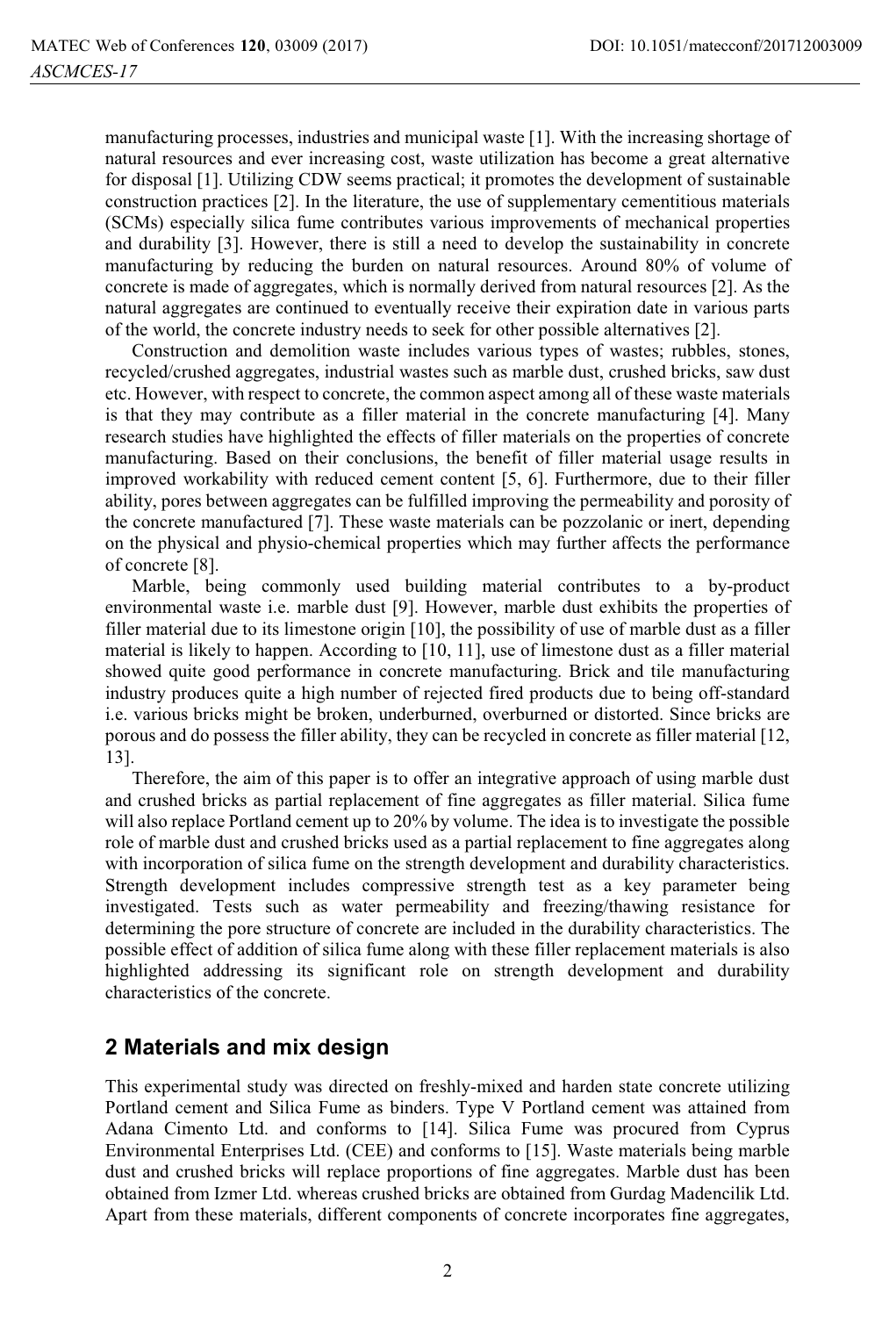manufacturing processes, industries and municipal waste [1]. With the increasing shortage of natural resources and ever increasing cost, waste utilization has become a great alternative for disposal [1]. Utilizing CDW seems practical; it promotes the development of sustainable construction practices [2]. In the literature, the use of supplementary cementitious materials (SCMs) especially silica fume contributes various improvements of mechanical properties and durability [3]. However, there is still a need to develop the sustainability in concrete manufacturing by reducing the burden on natural resources. Around 80% of volume of concrete is made of aggregates, which is normally derived from natural resources [2]. As the natural aggregates are continued to eventually receive their expiration date in various parts of the world, the concrete industry needs to seek for other possible alternatives [2].

Construction and demolition waste includes various types of wastes; rubbles, stones, recycled/crushed aggregates, industrial wastes such as marble dust, crushed bricks, saw dust etc. However, with respect to concrete, the common aspect among all of these waste materials is that they may contribute as a filler material in the concrete manufacturing [4]. Many research studies have highlighted the effects of filler materials on the properties of concrete manufacturing. Based on their conclusions, the benefit of filler material usage results in improved workability with reduced cement content [5, 6]. Furthermore, due to their filler ability, pores between aggregates can be fulfilled improving the permeability and porosity of the concrete manufactured [7]. These waste materials can be pozzolanic or inert, depending on the physical and physio-chemical properties which may further affects the performance of concrete [8].

Marble, being commonly used building material contributes to a by-product environmental waste i.e. marble dust [9]. However, marble dust exhibits the properties of filler material due to its limestone origin [10], the possibility of use of marble dust as a filler material is likely to happen. According to [10, 11], use of limestone dust as a filler material showed quite good performance in concrete manufacturing. Brick and tile manufacturing industry produces quite a high number of rejected fired products due to being off-standard i.e. various bricks might be broken, underburned, overburned or distorted. Since bricks are porous and do possess the filler ability, they can be recycled in concrete as filler material [12, 13].

Therefore, the aim of this paper is to offer an integrative approach of using marble dust and crushed bricks as partial replacement of fine aggregates as filler material. Silica fume will also replace Portland cement up to 20% by volume. The idea is to investigate the possible role of marble dust and crushed bricks used as a partial replacement to fine aggregates along with incorporation of silica fume on the strength development and durability characteristics. Strength development includes compressive strength test as a key parameter being investigated. Tests such as water permeability and freezing/thawing resistance for determining the pore structure of concrete are included in the durability characteristics. The possible effect of addition of silica fume along with these filler replacement materials is also highlighted addressing its significant role on strength development and durability characteristics of the concrete.

## 2 Materials and mix design

This experimental study was directed on freshly-mixed and harden state concrete utilizing Portland cement and Silica Fume as binders. Type V Portland cement was attained from Adana Cimento Ltd. and conforms to [14]. Silica Fume was procured from Cyprus Environmental Enterprises Ltd. (CEE) and conforms to [15]. Waste materials being marble dust and crushed bricks will replace proportions of fine aggregates. Marble dust has been obtained from Izmer Ltd. whereas crushed bricks are obtained from Gurdag Madencilik Ltd. Apart from these materials, different components of concrete incorporates fine aggregates,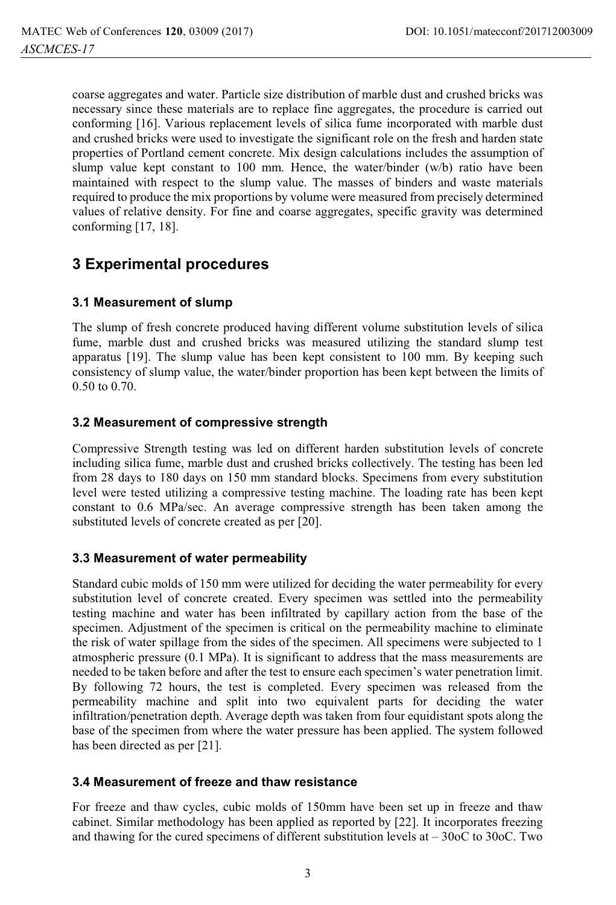coarse aggregates and water. Particle size distribution of marble dust and crushed bricks was necessary since these materials are to replace fine aggregates, the procedure is carried out conforming [16]. Various replacement levels of silica fume incorporated with marble dust and crushed bricks were used to investigate the significant role on the fresh and harden state properties of Portland cement concrete. Mix design calculations includes the assumption of slump value kept constant to 100 mm. Hence, the water/binder (w/b) ratio have been maintained with respect to the slump value. The masses of binders and waste materials required to produce the mix proportions by volume were measured from precisely determined values of relative density. For fine and coarse aggregates, specific gravity was determined conforming [17, 18].

## 3 Experimental procedures

### 3.1 Measurement of slump

The slump of fresh concrete produced having different volume substitution levels of silica fume, marble dust and crushed bricks was measured utilizing the standard slump test apparatus [19]. The slump value has been kept consistent to 100 mm. By keeping such consistency of slump value, the water/binder proportion has been kept between the limits of 0.50 to 0.70.

### 3.2 Measurement of compressive strength

Compressive Strength testing was led on different harden substitution levels of concrete including silica fume, marble dust and crushed bricks collectively. The testing has been led from 28 days to 180 days on 150 mm standard blocks. Specimens from every substitution level were tested utilizing a compressive testing machine. The loading rate has been kept constant to 0.6 MPa/sec. An average compressive strength has been taken among the substituted levels of concrete created as per [20].

### 3.3 Measurement of water permeability

Standard cubic molds of 150 mm were utilized for deciding the water permeability for every substitution level of concrete created. Every specimen was settled into the permeability testing machine and water has been infiltrated by capillary action from the base of the specimen. Adjustment of the specimen is critical on the permeability machine to eliminate the risk of water spillage from the sides of the specimen. All specimens were subjected to 1 atmospheric pressure (0.1 MPa). It is significant to address that the mass measurements are needed to be taken before and after the test to ensure each specimen's water penetration limit. By following 72 hours, the test is completed. Every specimen was released from the permeability machine and split into two equivalent parts for deciding the water infiltration/penetration depth. Average depth was taken from four equidistant spots along the base of the specimen from where the water pressure has been applied. The system followed has been directed as per [21].

### 3.4 Measurement of freeze and thaw resistance

For freeze and thaw cycles, cubic molds of 150mm have been set up in freeze and thaw cabinet. Similar methodology has been applied as reported by [22]. It incorporates freezing and thawing for the cured specimens of different substitution levels at – 30oC to 30oC. Two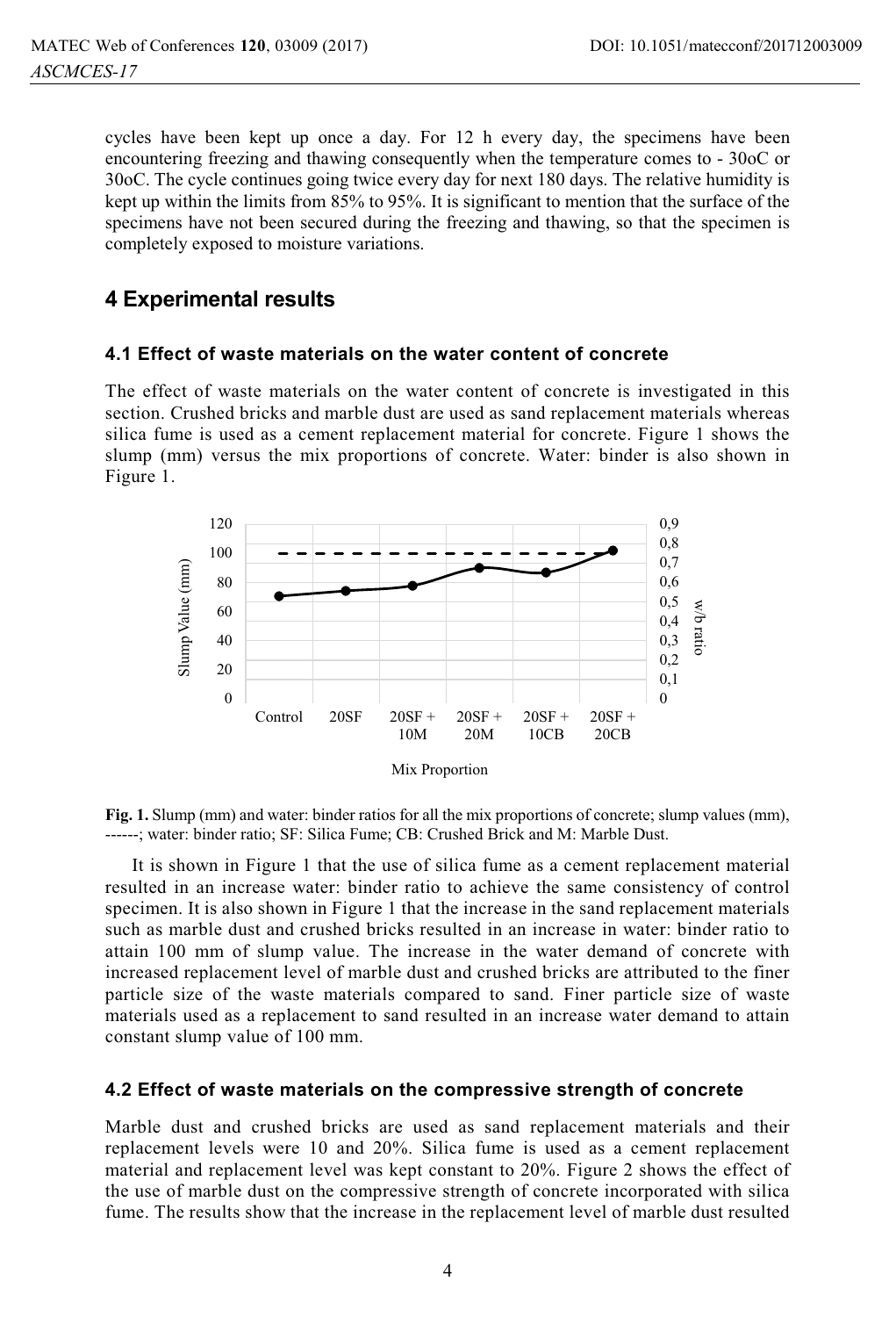cycles have been kept up once a day. For 12 h every day, the specimens have been encountering freezing and thawing consequently when the temperature comes to - 30oC or 30oC. The cycle continues going twice every day for next 180 days. The relative humidity is kept up within the limits from 85% to 95%. It is significant to mention that the surface of the specimens have not been secured during the freezing and thawing, so that the specimen is completely exposed to moisture variations.

## 4 Experimental results

### 4.1 Effect of waste materials on the water content of concrete

The effect of waste materials on the water content of concrete is investigated in this section. Crushed bricks and marble dust are used as sand replacement materials whereas silica fume is used as a cement replacement material for concrete. Figure 1 shows the slump (mm) versus the mix proportions of concrete. Water: binder is also shown in Figure 1.

**Fig. 1.** Slump (mm) and water: binder ratios for all the mix proportions of concrete; slump values (mm), ------; water: binder ratio; SF: Silica Fume; CB: Crushed Brick and M: Marble Dust.

It is shown in Figure 1 that the use of silica fume as a cement replacement material resulted in an increase water: binder ratio to achieve the same consistency of control specimen. It is also shown in Figure 1 that the increase in the sand replacement materials such as marble dust and crushed bricks resulted in an increase in water: binder ratio to attain 100 mm of slump value. The increase in the water demand of concrete with increased replacement level of marble dust and crushed bricks are attributed to the finer particle size of the waste materials compared to sand. Finer particle size of waste materials used as a replacement to sand resulted in an increase water demand to attain constant slump value of 100 mm.

### 4.2 Effect of waste materials on the compressive strength of concrete

Marble dust and crushed bricks are used as sand replacement materials and their replacement levels were 10 and 20%. Silica fume is used as a cement replacement material and replacement level was kept constant to 20%. Figure 2 shows the effect of the use of marble dust on the compressive strength of concrete incorporated with silica fume. The results show that the increase in the replacement level of marble dust resulted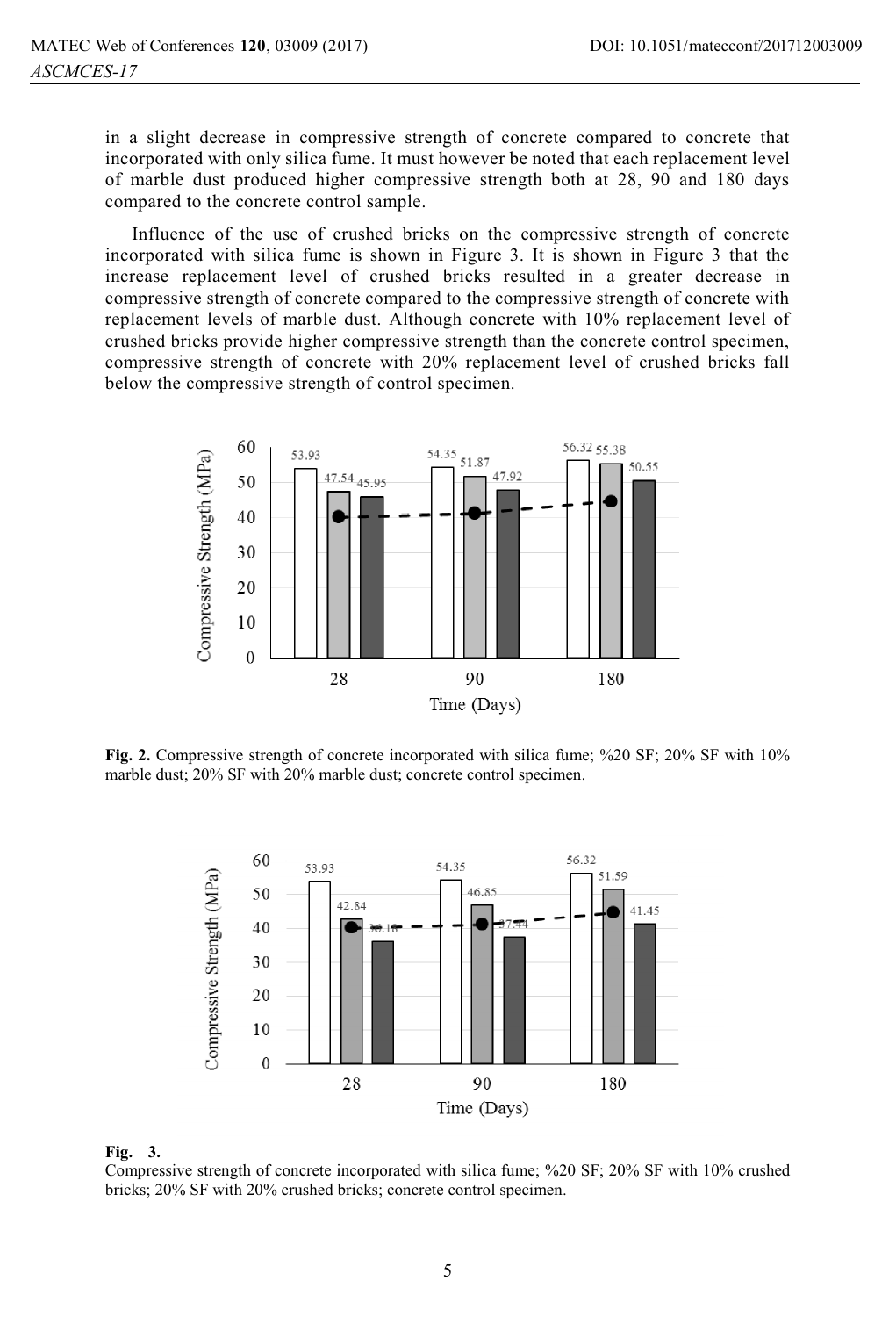in a slight decrease in compressive strength of concrete compared to concrete that incorporated with only silica fume. It must however be noted that each replacement level of marble dust produced higher compressive strength both at 28, 90 and 180 days compared to the concrete control sample.

Influence of the use of crushed bricks on the compressive strength of concrete incorporated with silica fume is shown in Figure 3. It is shown in Figure 3 that the increase replacement level of crushed bricks resulted in a greater decrease in compressive strength of concrete compared to the compressive strength of concrete with replacement levels of marble dust. Although concrete with 10% replacement level of crushed bricks provide higher compressive strength than the concrete control specimen, compressive strength of concrete with 20% replacement level of crushed bricks fall below the compressive strength of control specimen.

**Fig. 2.** Compressive strength of concrete incorporated with silica fume; %20 SF; 20% SF with 10% marble dust; 20% SF with 20% marble dust; concrete control specimen.

**Fig. 3.**
Compressive strength of concrete incorporated with silica fume; %20 SF; 20% SF with 10% crushed bricks; 20% SF with 20% crushed bricks; concrete control specimen.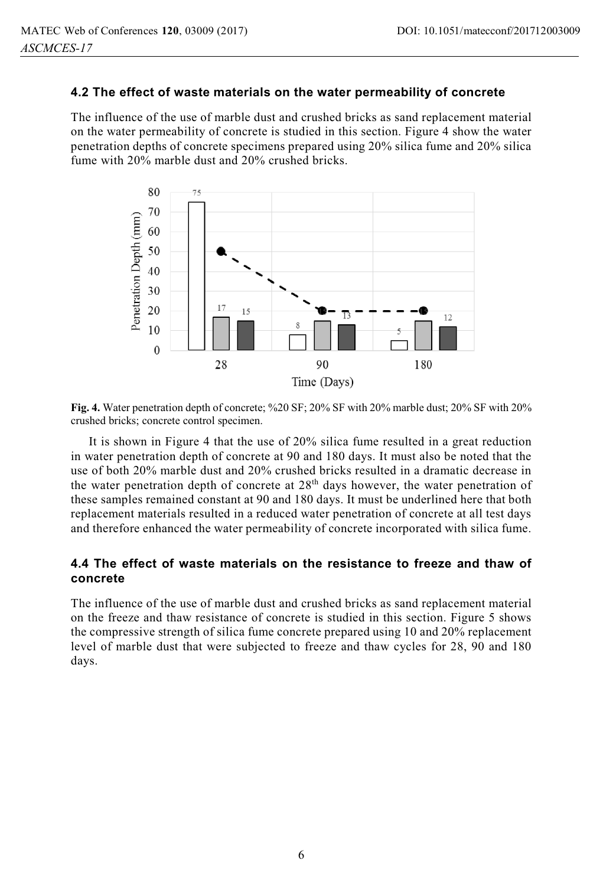### 4.2 The effect of waste materials on the water permeability of concrete

The influence of the use of marble dust and crushed bricks as sand replacement material on the water permeability of concrete is studied in this section. Figure 4 show the water penetration depths of concrete specimens prepared using 20% silica fume and 20% silica fume with 20% marble dust and 20% crushed bricks.

**Fig. 4.** Water penetration depth of concrete; %20 SF; 20% SF with 20% marble dust; 20% SF with 20% crushed bricks; concrete control specimen.

It is shown in Figure 4 that the use of 20% silica fume resulted in a great reduction in water penetration depth of concrete at 90 and 180 days. It must also be noted that the use of both 20% marble dust and 20% crushed bricks resulted in a dramatic decrease in the water penetration depth of concrete at 28$^{th}$ days however, the water penetration of these samples remained constant at 90 and 180 days. It must be underlined here that both replacement materials resulted in a reduced water penetration of concrete at all test days and therefore enhanced the water permeability of concrete incorporated with silica fume.

### 4.4 The effect of waste materials on the resistance to freeze and thaw of concrete

The influence of the use of marble dust and crushed bricks as sand replacement material on the freeze and thaw resistance of concrete is studied in this section. Figure 5 shows the compressive strength of silica fume concrete prepared using 10 and 20% replacement level of marble dust that were subjected to freeze and thaw cycles for 28, 90 and 180 days.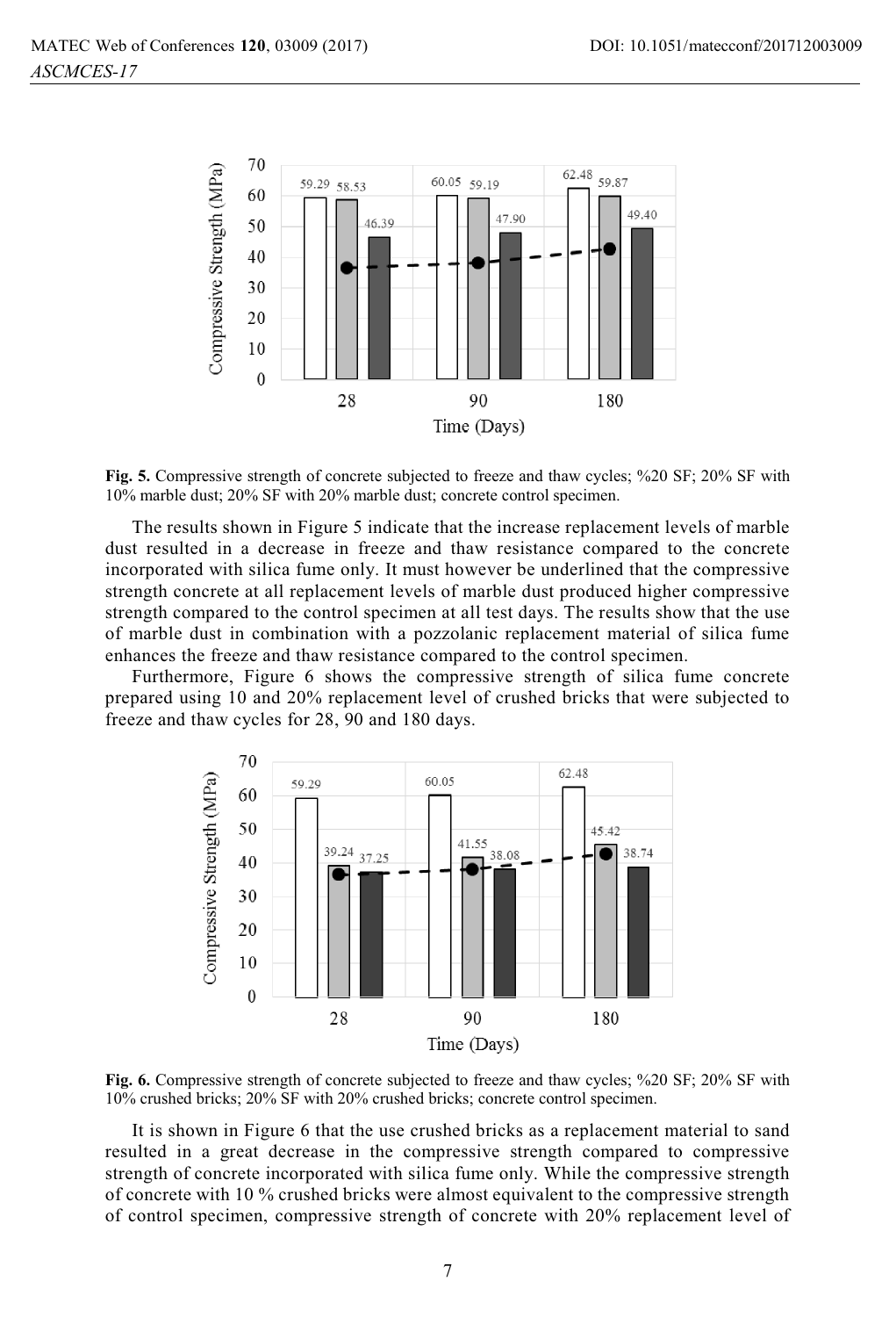**Fig. 5.** Compressive strength of concrete subjected to freeze and thaw cycles; %20 SF; 20% SF with 10% marble dust; 20% SF with 20% marble dust; concrete control specimen.

The results shown in Figure 5 indicate that the increase replacement levels of marble dust resulted in a decrease in freeze and thaw resistance compared to the concrete incorporated with silica fume only. It must however be underlined that the compressive strength concrete at all replacement levels of marble dust produced higher compressive strength compared to the control specimen at all test days. The results show that the use of marble dust in combination with a pozzolanic replacement material of silica fume enhances the freeze and thaw resistance compared to the control specimen.

Furthermore, Figure 6 shows the compressive strength of silica fume concrete prepared using 10 and 20% replacement level of crushed bricks that were subjected to freeze and thaw cycles for 28, 90 and 180 days.

**Fig. 6.** Compressive strength of concrete subjected to freeze and thaw cycles; %20 SF; 20% SF with 10% crushed bricks; 20% SF with 20% crushed bricks; concrete control specimen.

It is shown in Figure 6 that the use crushed bricks as a replacement material to sand resulted in a great decrease in the compressive strength compared to compressive strength of concrete incorporated with silica fume only. While the compressive strength of concrete with 10 % crushed bricks were almost equivalent to the compressive strength of control specimen, compressive strength of concrete with 20% replacement level of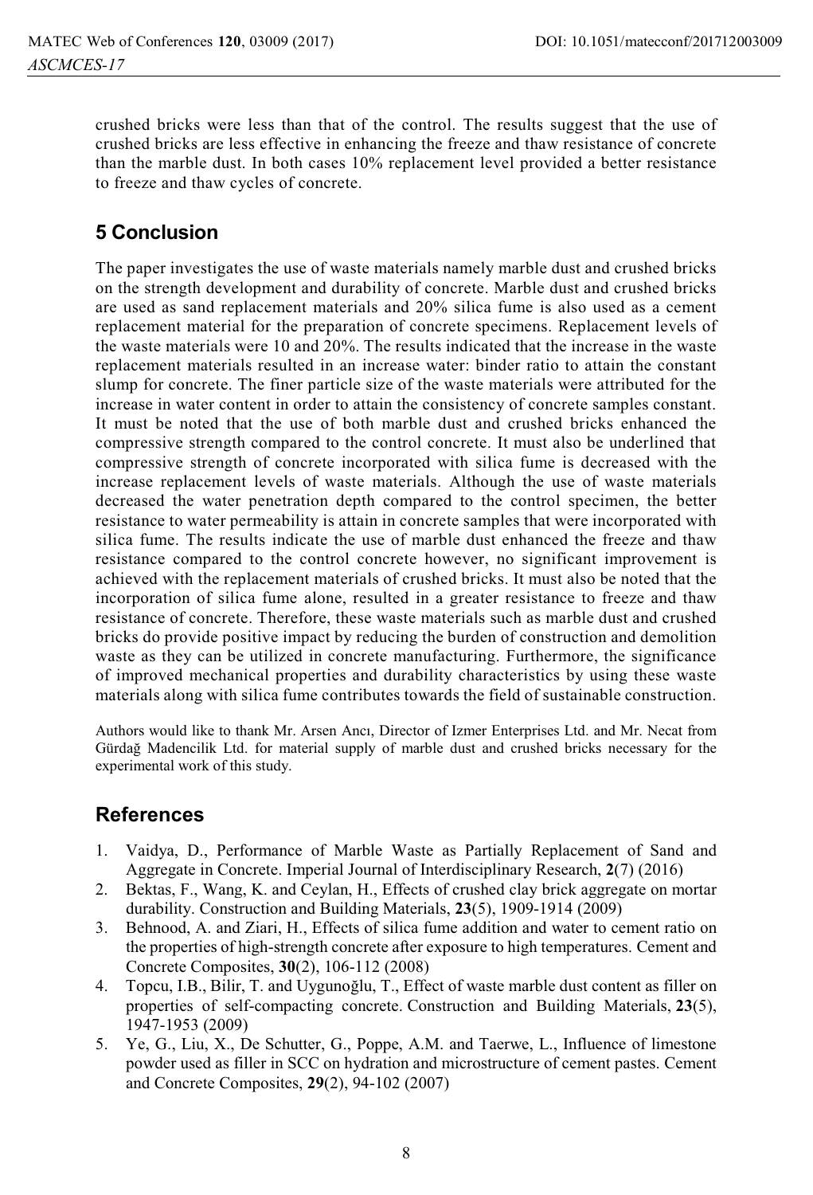crushed bricks were less than that of the control. The results suggest that the use of crushed bricks are less effective in enhancing the freeze and thaw resistance of concrete than the marble dust. In both cases 10% replacement level provided a better resistance to freeze and thaw cycles of concrete.

## 5 Conclusion

The paper investigates the use of waste materials namely marble dust and crushed bricks on the strength development and durability of concrete. Marble dust and crushed bricks are used as sand replacement materials and 20% silica fume is also used as a cement replacement material for the preparation of concrete specimens. Replacement levels of the waste materials were 10 and 20%. The results indicated that the increase in the waste replacement materials resulted in an increase water: binder ratio to attain the constant slump for concrete. The finer particle size of the waste materials were attributed for the increase in water content in order to attain the consistency of concrete samples constant. It must be noted that the use of both marble dust and crushed bricks enhanced the compressive strength compared to the control concrete. It must also be underlined that compressive strength of concrete incorporated with silica fume is decreased with the increase replacement levels of waste materials. Although the use of waste materials decreased the water penetration depth compared to the control specimen, the better resistance to water permeability is attain in concrete samples that were incorporated with silica fume. The results indicate the use of marble dust enhanced the freeze and thaw resistance compared to the control concrete however, no significant improvement is achieved with the replacement materials of crushed bricks. It must also be noted that the incorporation of silica fume alone, resulted in a greater resistance to freeze and thaw resistance of concrete. Therefore, these waste materials such as marble dust and crushed bricks do provide positive impact by reducing the burden of construction and demolition waste as they can be utilized in concrete manufacturing. Furthermore, the significance of improved mechanical properties and durability characteristics by using these waste materials along with silica fume contributes towards the field of sustainable construction.

Authors would like to thank Mr. Arsen Ancı, Director of Izmer Enterprises Ltd. and Mr. Necat from Gürdağ Madencilik Ltd. for material supply of marble dust and crushed bricks necessary for the experimental work of this study.

## References

1. Vaidya, D., Performance of Marble Waste as Partially Replacement of Sand and Aggregate in Concrete. Imperial Journal of Interdisciplinary Research, **2**(7) (2016)
2. Bektas, F., Wang, K. and Ceylan, H., Effects of crushed clay brick aggregate on mortar durability. Construction and Building Materials, **23**(5), 1909-1914 (2009)
3. Behnood, A. and Ziari, H., Effects of silica fume addition and water to cement ratio on the properties of high-strength concrete after exposure to high temperatures. Cement and Concrete Composites, **30**(2), 106-112 (2008)
4. Topcu, I.B., Bilir, T. and Uygunoğlu, T., Effect of waste marble dust content as filler on properties of self-compacting concrete. Construction and Building Materials, **23**(5), 1947-1953 (2009)
5. Ye, G., Liu, X., De Schutter, G., Poppe, A.M. and Taerwe, L., Influence of limestone powder used as filler in SCC on hydration and microstructure of cement pastes. Cement and Concrete Composites, **29**(2), 94-102 (2007)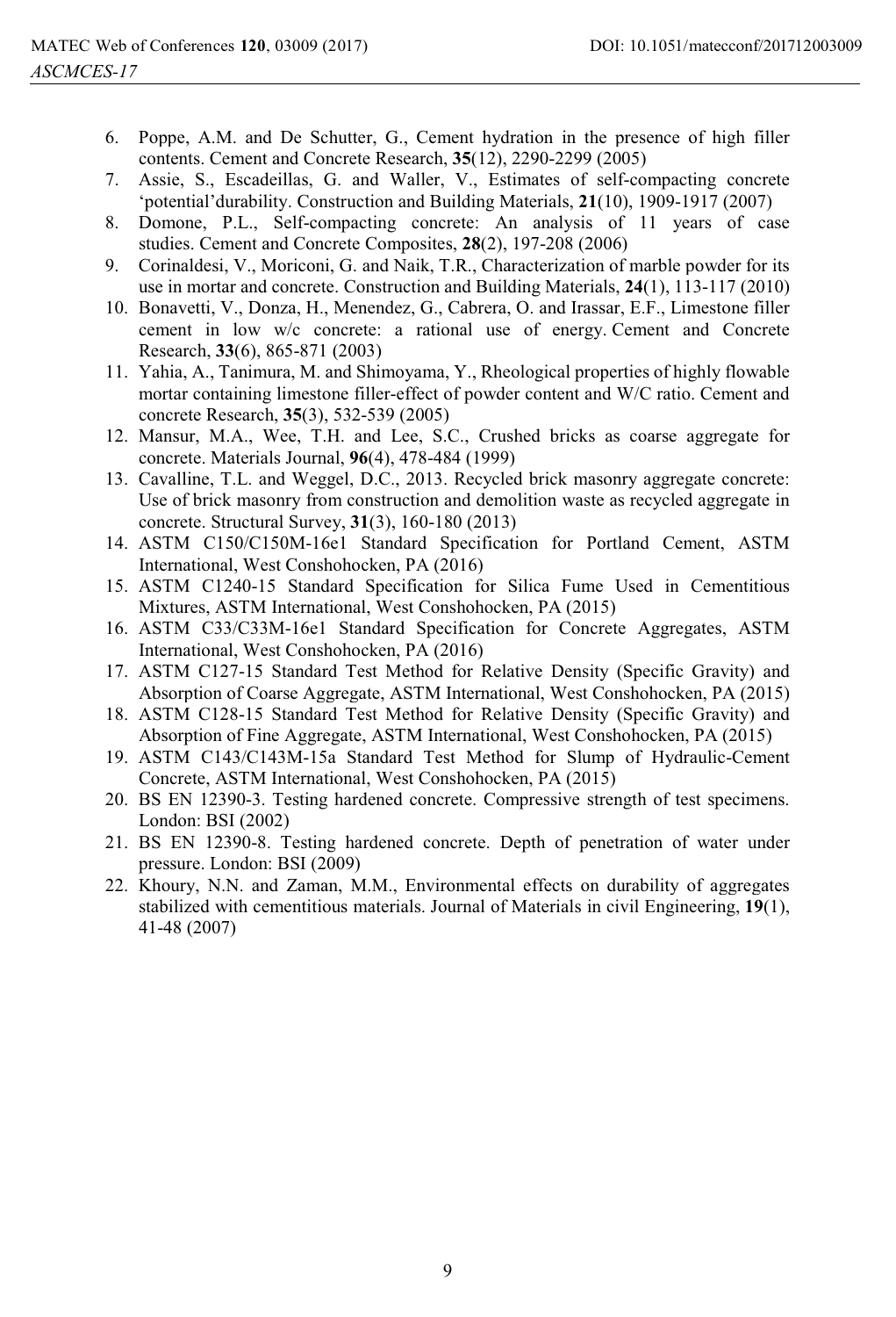6. Poppe, A.M. and De Schutter, G., Cement hydration in the presence of high filler contents. Cement and Concrete Research, **35**(12), 2290-2299 (2005)
7. Assie, S., Escadeillas, G. and Waller, V., Estimates of self-compacting concrete 'potential'durability. Construction and Building Materials, **21**(10), 1909-1917 (2007)
8. Domone, P.L., Self-compacting concrete: An analysis of 11 years of case studies. Cement and Concrete Composites, **28**(2), 197-208 (2006)
9. Corinaldesi, V., Moriconi, G. and Naik, T.R., Characterization of marble powder for its use in mortar and concrete. Construction and Building Materials, **24**(1), 113-117 (2010)
10. Bonavetti, V., Donza, H., Menendez, G., Cabrera, O. and Irassar, E.F., Limestone filler cement in low w/c concrete: a rational use of energy. Cement and Concrete Research, **33**(6), 865-871 (2003)
11. Yahia, A., Tanimura, M. and Shimoyama, Y., Rheological properties of highly flowable mortar containing limestone filler-effect of powder content and W/C ratio. Cement and concrete Research, **35**(3), 532-539 (2005)
12. Mansur, M.A., Wee, T.H. and Lee, S.C., Crushed bricks as coarse aggregate for concrete. Materials Journal, **96**(4), 478-484 (1999)
13. Cavalline, T.L. and Weggel, D.C., 2013. Recycled brick masonry aggregate concrete: Use of brick masonry from construction and demolition waste as recycled aggregate in concrete. Structural Survey, **31**(3), 160-180 (2013)
14. ASTM C150/C150M-16e1 Standard Specification for Portland Cement, ASTM International, West Conshohocken, PA (2016)
15. ASTM C1240-15 Standard Specification for Silica Fume Used in Cementitious Mixtures, ASTM International, West Conshohocken, PA (2015)
16. ASTM C33/C33M-16e1 Standard Specification for Concrete Aggregates, ASTM International, West Conshohocken, PA (2016)
17. ASTM C127-15 Standard Test Method for Relative Density (Specific Gravity) and Absorption of Coarse Aggregate, ASTM International, West Conshohocken, PA (2015)
18. ASTM C128-15 Standard Test Method for Relative Density (Specific Gravity) and Absorption of Fine Aggregate, ASTM International, West Conshohocken, PA (2015)
19. ASTM C143/C143M-15a Standard Test Method for Slump of Hydraulic-Cement Concrete, ASTM International, West Conshohocken, PA (2015)
20. BS EN 12390-3. Testing hardened concrete. Compressive strength of test specimens. London: BSI (2002)
21. BS EN 12390-8. Testing hardened concrete. Depth of penetration of water under pressure. London: BSI (2009)
22. Khoury, N.N. and Zaman, M.M., Environmental effects on durability of aggregates stabilized with cementitious materials. Journal of Materials in civil Engineering, **19**(1), 41-48 (2007)